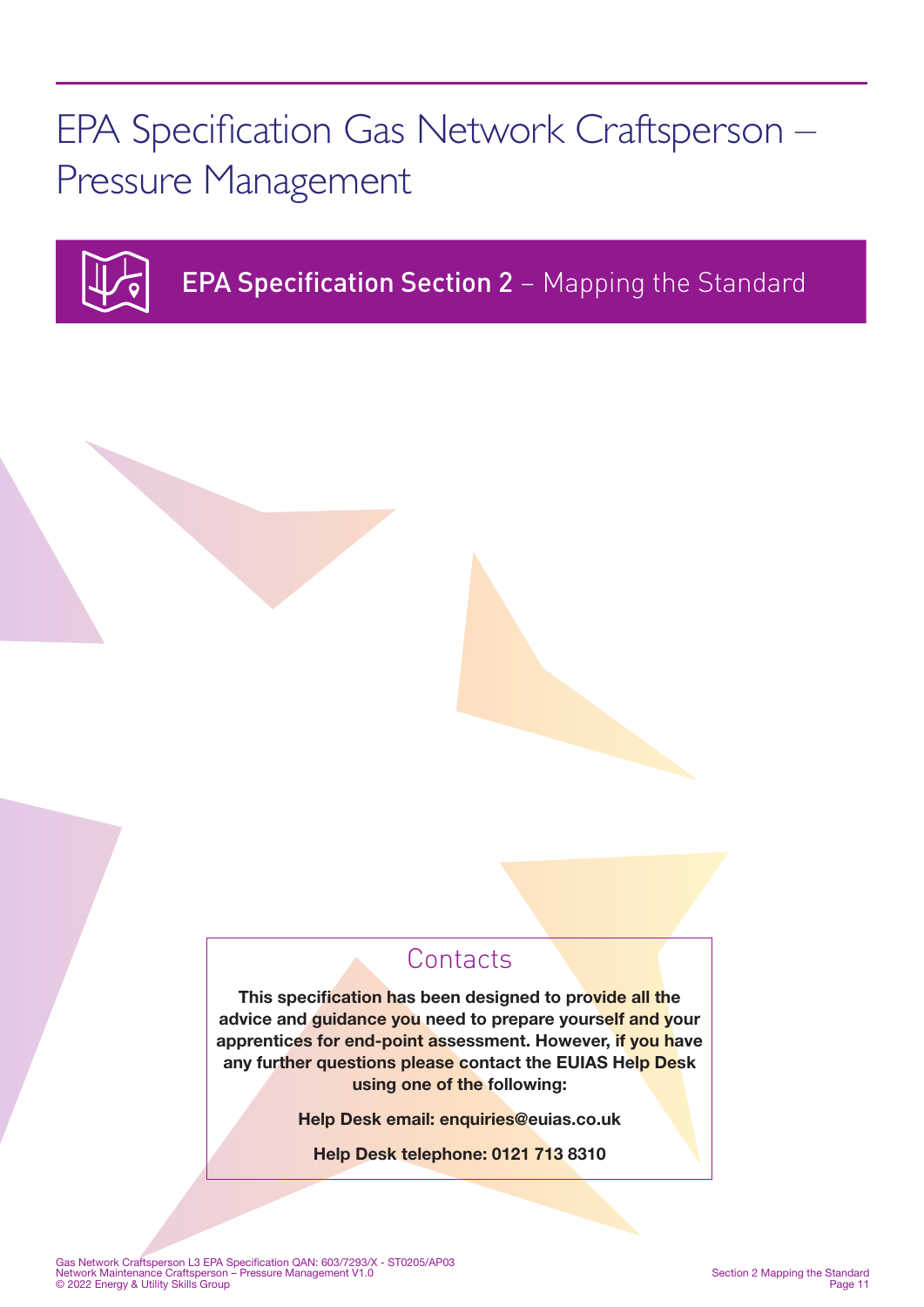# EPA Specification Gas Network Craftsperson – Pressure Management

## EPA Specification Section 2 – Mapping the Standard

### Contacts

**This specification has been designed to provide all the advice and guidance you need to prepare yourself and your apprentices for end-point assessment. However, if you have any further questions please contact the EUIAS Help Desk using one of the following:**

**Help Desk email: enquiries@euias.co.uk**

**Help Desk telephone: 0121 713 8310**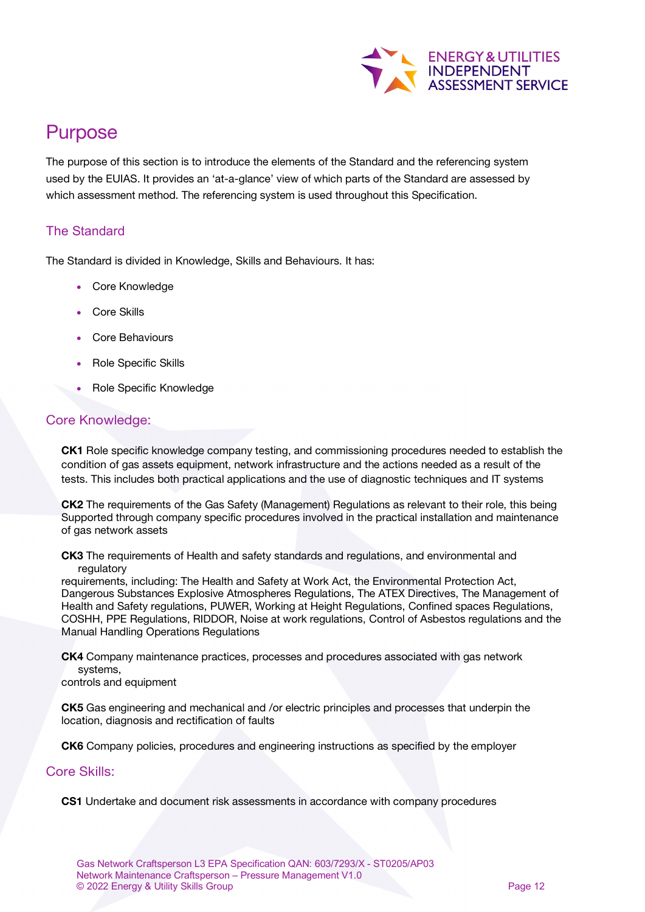# Purpose

The purpose of this section is to introduce the elements of the Standard and the referencing system used by the EUIAS. It provides an 'at-a-glance' view of which parts of the Standard are assessed by which assessment method. The referencing system is used throughout this Specification.

## The Standard

The Standard is divided in Knowledge, Skills and Behaviours. It has:

- Core Knowledge
- Core Skills
- Core Behaviours
- Role Specific Skills
- Role Specific Knowledge

## Core Knowledge:

**CK1** Role specific knowledge company testing, and commissioning procedures needed to establish the condition of gas assets equipment, network infrastructure and the actions needed as a result of the tests. This includes both practical applications and the use of diagnostic techniques and IT systems

**CK2** The requirements of the Gas Safety (Management) Regulations as relevant to their role, this being Supported through company specific procedures involved in the practical installation and maintenance of gas network assets

**CK3** The requirements of Health and safety standards and regulations, and environmental and regulatory requirements, including: The Health and Safety at Work Act, the Environmental Protection Act, Dangerous Substances Explosive Atmospheres Regulations, The ATEX Directives, The Management of Health and Safety regulations, PUWER, Working at Height Regulations, Confined spaces Regulations, COSHH, PPE Regulations, RIDDOR, Noise at work regulations, Control of Asbestos regulations and the Manual Handling Operations Regulations

**CK4** Company maintenance practices, processes and procedures associated with gas network systems, controls and equipment

**CK5** Gas engineering and mechanical and /or electric principles and processes that underpin the location, diagnosis and rectification of faults

**CK6** Company policies, procedures and engineering instructions as specified by the employer

## Core Skills:

**CS1** Undertake and document risk assessments in accordance with company procedures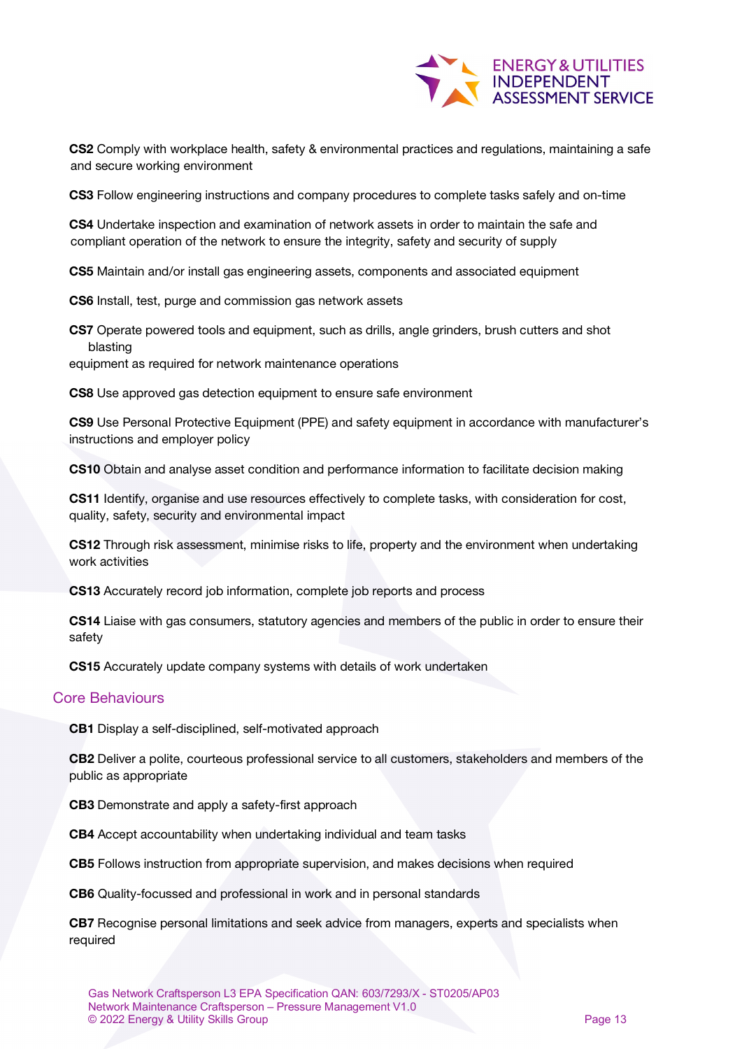**CS2** Comply with workplace health, safety & environmental practices and regulations, maintaining a safe and secure working environment

**CS3** Follow engineering instructions and company procedures to complete tasks safely and on-time

**CS4** Undertake inspection and examination of network assets in order to maintain the safe and compliant operation of the network to ensure the integrity, safety and security of supply

**CS5** Maintain and/or install gas engineering assets, components and associated equipment

**CS6** Install, test, purge and commission gas network assets

**CS7** Operate powered tools and equipment, such as drills, angle grinders, brush cutters and shot blasting equipment as required for network maintenance operations

**CS8** Use approved gas detection equipment to ensure safe environment

**CS9** Use Personal Protective Equipment (PPE) and safety equipment in accordance with manufacturer's instructions and employer policy

**CS10** Obtain and analyse asset condition and performance information to facilitate decision making

**CS11** Identify, organise and use resources effectively to complete tasks, with consideration for cost, quality, safety, security and environmental impact

**CS12** Through risk assessment, minimise risks to life, property and the environment when undertaking work activities

**CS13** Accurately record job information, complete job reports and process

**CS14** Liaise with gas consumers, statutory agencies and members of the public in order to ensure their safety

**CS15** Accurately update company systems with details of work undertaken

## Core Behaviours

**CB1** Display a self-disciplined, self-motivated approach

**CB2** Deliver a polite, courteous professional service to all customers, stakeholders and members of the public as appropriate

**CB3** Demonstrate and apply a safety-first approach

**CB4** Accept accountability when undertaking individual and team tasks

**CB5** Follows instruction from appropriate supervision, and makes decisions when required

**CB6** Quality-focussed and professional in work and in personal standards

**CB7** Recognise personal limitations and seek advice from managers, experts and specialists when required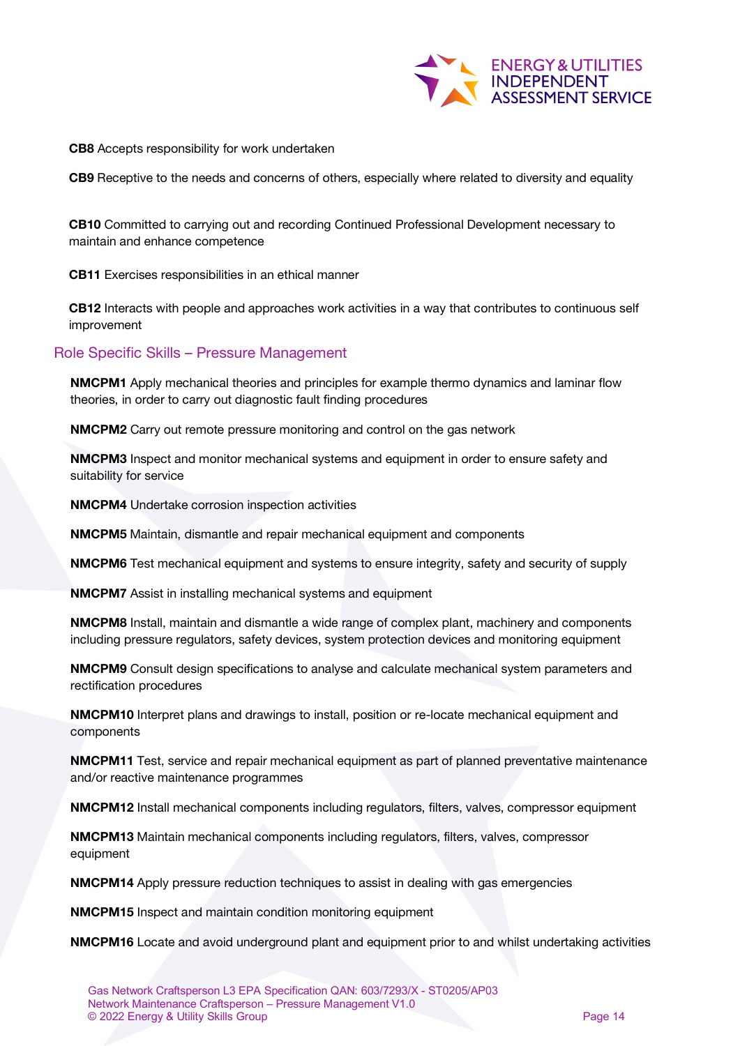**CB8** Accepts responsibility for work undertaken

**CB9** Receptive to the needs and concerns of others, especially where related to diversity and equality

**CB10** Committed to carrying out and recording Continued Professional Development necessary to maintain and enhance competence

**CB11** Exercises responsibilities in an ethical manner

**CB12** Interacts with people and approaches work activities in a way that contributes to continuous self improvement

## Role Specific Skills – Pressure Management

**NMCPM1** Apply mechanical theories and principles for example thermo dynamics and laminar flow theories, in order to carry out diagnostic fault finding procedures

**NMCPM2** Carry out remote pressure monitoring and control on the gas network

**NMCPM3** Inspect and monitor mechanical systems and equipment in order to ensure safety and suitability for service

**NMCPM4** Undertake corrosion inspection activities

**NMCPM5** Maintain, dismantle and repair mechanical equipment and components

**NMCPM6** Test mechanical equipment and systems to ensure integrity, safety and security of supply

**NMCPM7** Assist in installing mechanical systems and equipment

**NMCPM8** Install, maintain and dismantle a wide range of complex plant, machinery and components including pressure regulators, safety devices, system protection devices and monitoring equipment

**NMCPM9** Consult design specifications to analyse and calculate mechanical system parameters and rectification procedures

**NMCPM10** Interpret plans and drawings to install, position or re-locate mechanical equipment and components

**NMCPM11** Test, service and repair mechanical equipment as part of planned preventative maintenance and/or reactive maintenance programmes

**NMCPM12** Install mechanical components including regulators, filters, valves, compressor equipment

**NMCPM13** Maintain mechanical components including regulators, filters, valves, compressor equipment

**NMCPM14** Apply pressure reduction techniques to assist in dealing with gas emergencies

**NMCPM15** Inspect and maintain condition monitoring equipment

**NMCPM16** Locate and avoid underground plant and equipment prior to and whilst undertaking activities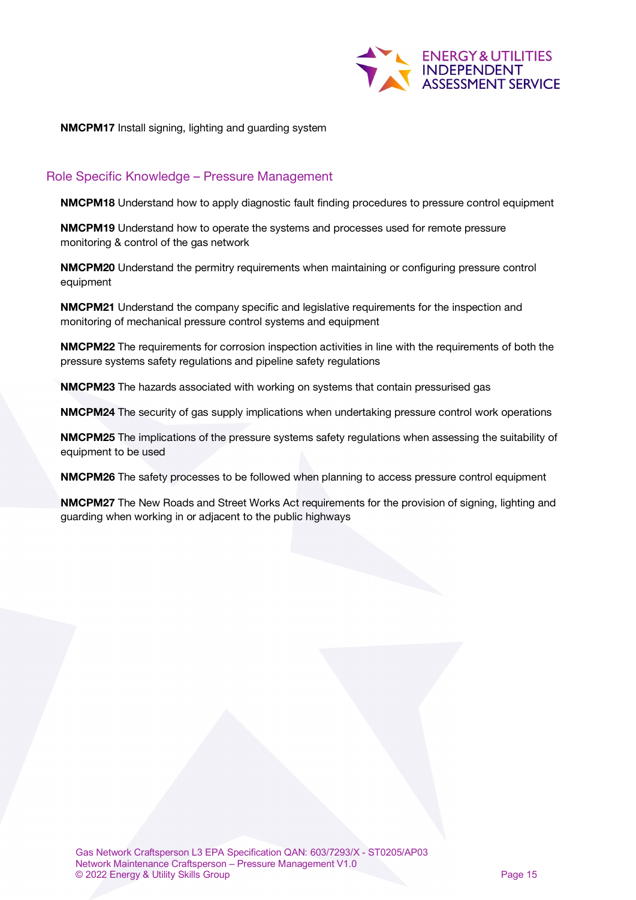**NMCPM17** Install signing, lighting and guarding system

## Role Specific Knowledge – Pressure Management

**NMCPM18** Understand how to apply diagnostic fault finding procedures to pressure control equipment

**NMCPM19** Understand how to operate the systems and processes used for remote pressure monitoring & control of the gas network

**NMCPM20** Understand the permitry requirements when maintaining or configuring pressure control equipment

**NMCPM21** Understand the company specific and legislative requirements for the inspection and monitoring of mechanical pressure control systems and equipment

**NMCPM22** The requirements for corrosion inspection activities in line with the requirements of both the pressure systems safety regulations and pipeline safety regulations

**NMCPM23** The hazards associated with working on systems that contain pressurised gas

**NMCPM24** The security of gas supply implications when undertaking pressure control work operations

**NMCPM25** The implications of the pressure systems safety regulations when assessing the suitability of equipment to be used

**NMCPM26** The safety processes to be followed when planning to access pressure control equipment

**NMCPM27** The New Roads and Street Works Act requirements for the provision of signing, lighting and guarding when working in or adjacent to the public highways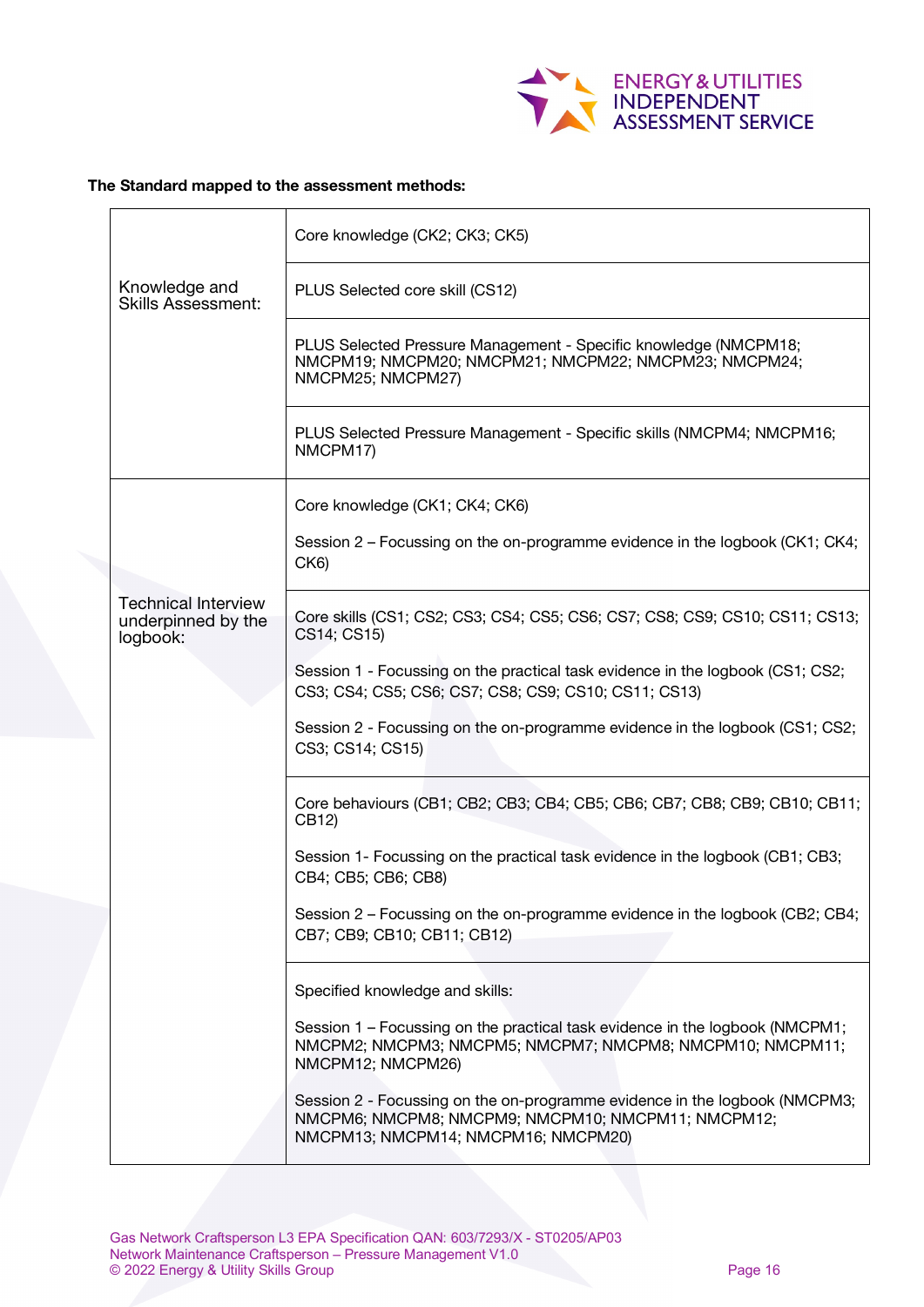**The Standard mapped to the assessment methods:**

| | |
|---|---|
| Knowledge and Skills Assessment: | Core knowledge (CK2; CK3; CK5) |
| | PLUS Selected core skill (CS12) |
| | PLUS Selected Pressure Management - Specific knowledge (NMCPM18; NMCPM19; NMCPM20; NMCPM21; NMCPM22; NMCPM23; NMCPM24; NMCPM25; NMCPM27) |
| | PLUS Selected Pressure Management - Specific skills (NMCPM4; NMCPM16; NMCPM17) |
| Technical Interview underpinned by the logbook: | Core knowledge (CK1; CK4; CK6)<br><br>Session 2 – Focussing on the on-programme evidence in the logbook (CK1; CK4; CK6) |
| | Core skills (CS1; CS2; CS3; CS4; CS5; CS6; CS7; CS8; CS9; CS10; CS11; CS13; CS14; CS15)<br><br>Session 1 - Focussing on the practical task evidence in the logbook (CS1; CS2; CS3; CS4; CS5; CS6; CS7; CS8; CS9; CS10; CS11; CS13)<br><br>Session 2 - Focussing on the on-programme evidence in the logbook (CS1; CS2; CS3; CS14; CS15) |
| | Core behaviours (CB1; CB2; CB3; CB4; CB5; CB6; CB7; CB8; CB9; CB10; CB11; CB12)<br><br>Session 1- Focussing on the practical task evidence in the logbook (CB1; CB3; CB4; CB5; CB6; CB8)<br><br>Session 2 – Focussing on the on-programme evidence in the logbook (CB2; CB4; CB7; CB9; CB10; CB11; CB12) |
| | Specified knowledge and skills:<br><br>Session 1 – Focussing on the practical task evidence in the logbook (NMCPM1; NMCPM2; NMCPM3; NMCPM5; NMCPM7; NMCPM8; NMCPM10; NMCPM11; NMCPM12; NMCPM26)<br><br>Session 2 - Focussing on the on-programme evidence in the logbook (NMCPM3; NMCPM6; NMCPM8; NMCPM9; NMCPM10; NMCPM11; NMCPM12; NMCPM13; NMCPM14; NMCPM16; NMCPM20) |